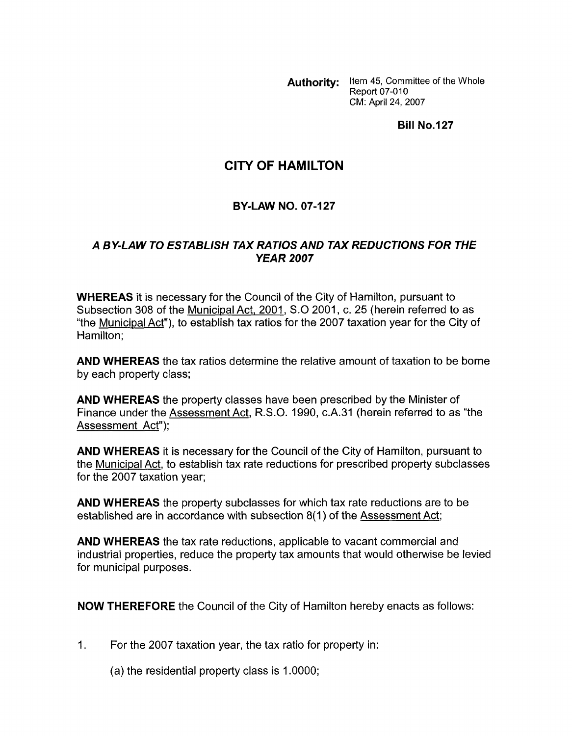**Authority:** Item 45, Committee of the Whole
Report 07-010
CM: April 24, 2007

**Bill No.127**

# CITY OF HAMILTON

## BY-LAW NO. 07-127

### *A BY-LAW TO ESTABLISH TAX RATIOS AND TAX REDUCTIONS FOR THE YEAR 2007*

**WHEREAS** it is necessary for the Council of the City of Hamilton, pursuant to Subsection 308 of the Municipal Act, 2001, S.O 2001, c. 25 (herein referred to as "the Municipal Act"), to establish tax ratios for the 2007 taxation year for the City of Hamilton;

**AND WHEREAS** the tax ratios determine the relative amount of taxation to be borne by each property class;

**AND WHEREAS** the property classes have been prescribed by the Minister of Finance under the Assessment Act, R.S.O. 1990, c.A.31 (herein referred to as "the Assessment Act");

**AND WHEREAS** it is necessary for the Council of the City of Hamilton, pursuant to the Municipal Act, to establish tax rate reductions for prescribed property subclasses for the 2007 taxation year;

**AND WHEREAS** the property subclasses for which tax rate reductions are to be established are in accordance with subsection 8(1) of the Assessment Act;

**AND WHEREAS** the tax rate reductions, applicable to vacant commercial and industrial properties, reduce the property tax amounts that would otherwise be levied for municipal purposes.

**NOW THEREFORE** the Council of the City of Hamilton hereby enacts as follows:

1. For the 2007 taxation year, the tax ratio for property in:

   (a) the residential property class is 1.0000;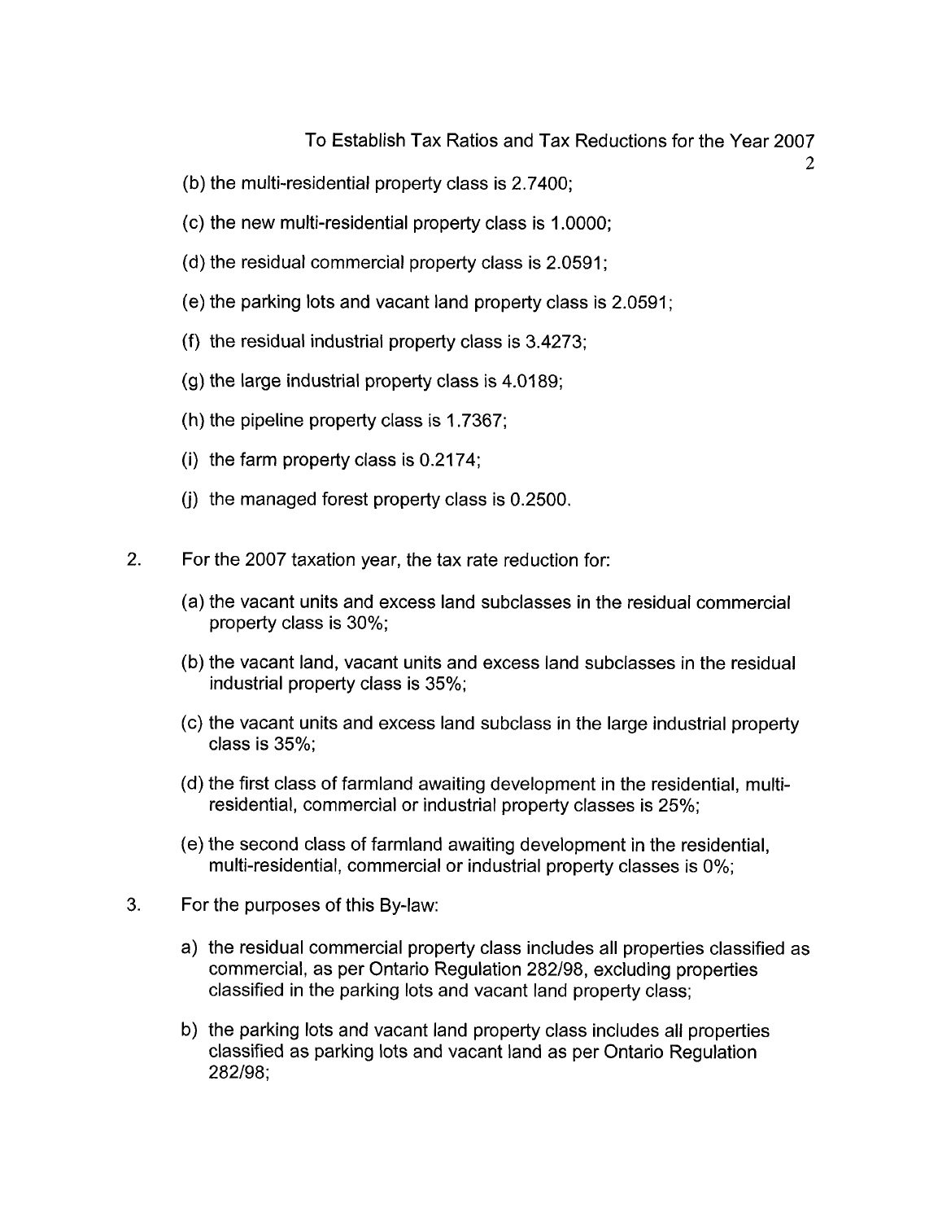(b) the multi-residential property class is 2.7400;

(c) the new multi-residential property class is 1.0000;

(d) the residual commercial property class is 2.0591;

(e) the parking lots and vacant land property class is 2.0591;

(f) the residual industrial property class is 3.4273;

(g) the large industrial property class is 4.0189;

(h) the pipeline property class is 1.7367;

(i) the farm property class is 0.2174;

(j) the managed forest property class is 0.2500.

2. For the 2007 taxation year, the tax rate reduction for:

   (a) the vacant units and excess land subclasses in the residual commercial property class is 30%;

   (b) the vacant land, vacant units and excess land subclasses in the residual industrial property class is 35%;

   (c) the vacant units and excess land subclass in the large industrial property class is 35%;

   (d) the first class of farmland awaiting development in the residential, multi-residential, commercial or industrial property classes is 25%;

   (e) the second class of farmland awaiting development in the residential, multi-residential, commercial or industrial property classes is 0%;

3. For the purposes of this By-law:

   a) the residual commercial property class includes all properties classified as commercial, as per Ontario Regulation 282/98, excluding properties classified in the parking lots and vacant land property class;

   b) the parking lots and vacant land property class includes all properties classified as parking lots and vacant land as per Ontario Regulation 282/98;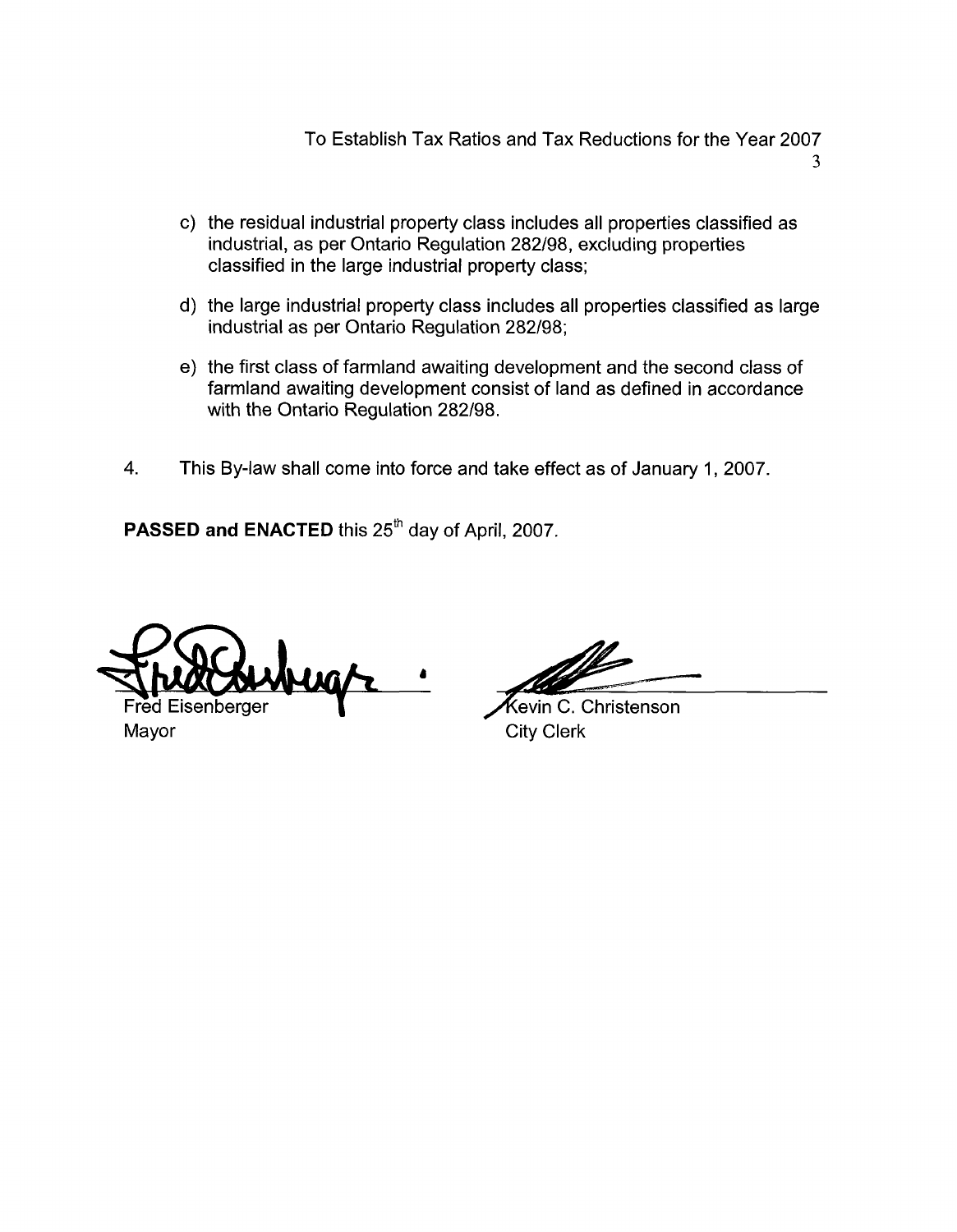c) the residual industrial property class includes all properties classified as industrial, as per Ontario Regulation 282/98, excluding properties classified in the large industrial property class;

d) the large industrial property class includes all properties classified as large industrial as per Ontario Regulation 282/98;

e) the first class of farmland awaiting development and the second class of farmland awaiting development consist of land as defined in accordance with the Ontario Regulation 282/98.

4. This By-law shall come into force and take effect as of January 1, 2007.

**PASSED and ENACTED** this 25th day of April, 2007.

Fred Eisenberger
Mayor

Kevin C. Christenson
City Clerk